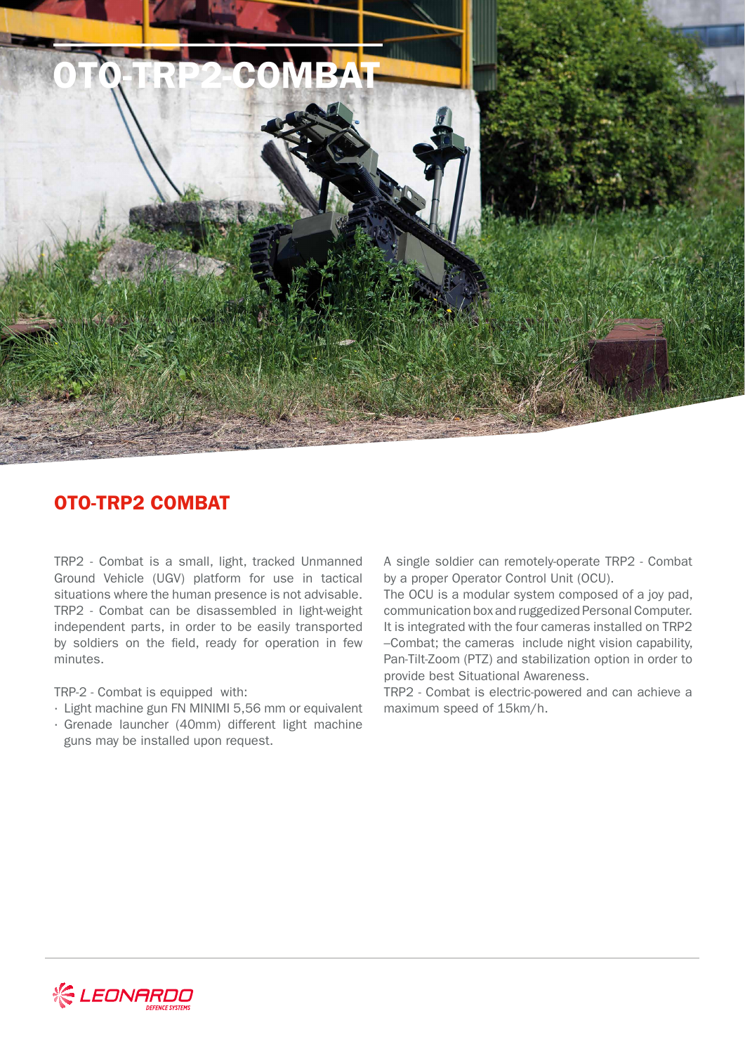# OTO-TRP2-COMBAT

## OTO-TRP2 COMBAT

TRP2 - Combat is a small, light, tracked Unmanned Ground Vehicle (UGV) platform for use in tactical situations where the human presence is not advisable. TRP2 - Combat can be disassembled in light-weight independent parts, in order to be easily transported by soldiers on the field, ready for operation in few minutes.

TRP-2 - Combat is equipped with:

- Light machine gun FN MINIMI 5,56 mm or equivalent
- Grenade launcher (40mm) different light machine guns may be installed upon request.

A single soldier can remotely-operate TRP2 - Combat by a proper Operator Control Unit (OCU).
The OCU is a modular system composed of a joy pad, communication box and ruggedized Personal Computer. It is integrated with the four cameras installed on TRP2 –Combat; the cameras include night vision capability, Pan-Tilt-Zoom (PTZ) and stabilization option in order to provide best Situational Awareness.
TRP2 - Combat is electric-powered and can achieve a maximum speed of 15km/h.

LEONARDO
DEFENCE SYSTEMS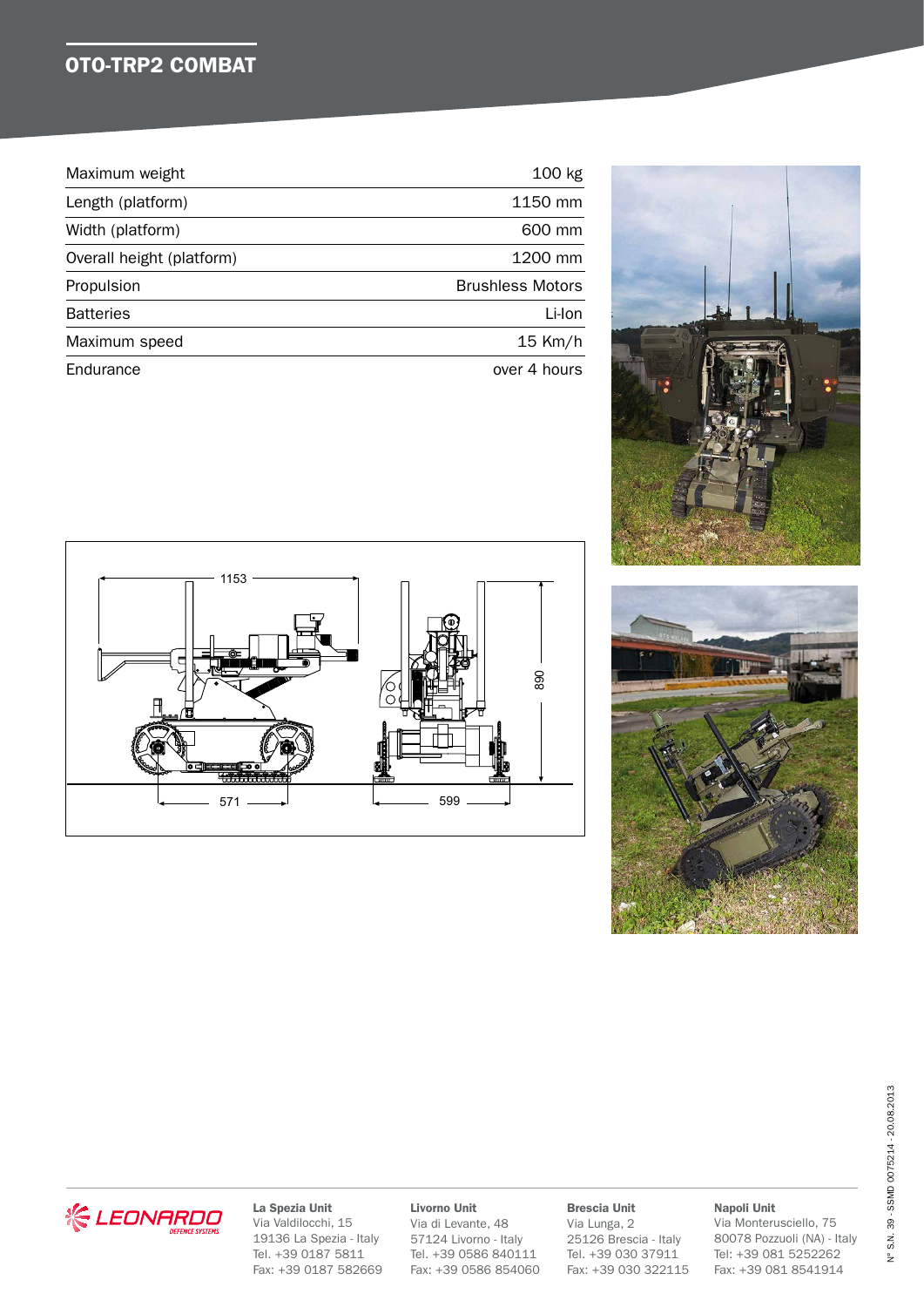## OTO-TRP2 COMBAT

| | |
|---|---|
| Maximum weight | 100 kg |
| Length (platform) | 1150 mm |
| Width (platform) | 600 mm |
| Overall height (platform) | 1200 mm |
| Propulsion | Brushless Motors |
| Batteries | Li-Ion |
| Maximum speed | 15 Km/h |
| Endurance | over 4 hours |

1153

571

599

890

LEONARDO DEFENCE SYSTEMS

**La Spezia Unit**
Via Valdilocchi, 15
19136 La Spezia - Italy
Tel. +39 0187 5811
Fax: +39 0187 582669

**Livorno Unit**
Via di Levante, 48
57124 Livorno - Italy
Tel. +39 0586 840111
Fax: +39 0586 854060

**Brescia Unit**
Via Lunga, 2
25126 Brescia - Italy
Tel. +39 030 37911
Fax: +39 030 322115

**Napoli Unit**
Via Monterusciello, 75
80078 Pozzuoli (NA) - Italy
Tel: +39 081 5252262
Fax: +39 081 8541914

N° S.N. 39 - SSMD 0075214 - 20.08.2013